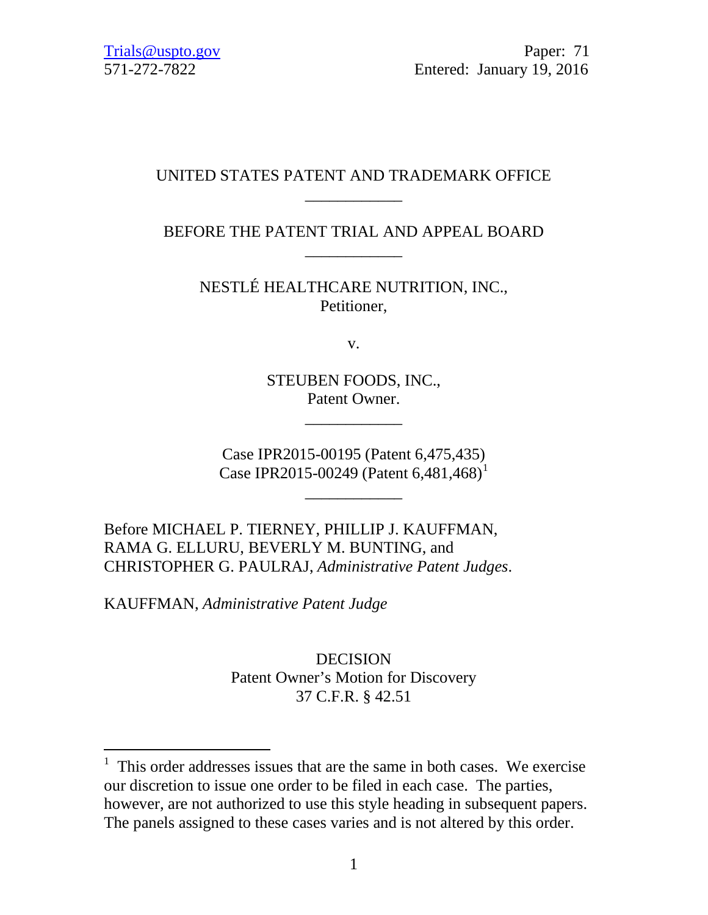Trials@uspto.gov  
571-272-7822

Paper: 71  
Entered: January 19, 2016

UNITED STATES PATENT AND TRADEMARK OFFICE

____________

BEFORE THE PATENT TRIAL AND APPEAL BOARD

____________

NESTLÉ HEALTHCARE NUTRITION, INC.,  
Petitioner,

v.

STEUBEN FOODS, INC.,  
Patent Owner.

____________

Case IPR2015-00195 (Patent 6,475,435)  
Case IPR2015-00249 (Patent 6,481,468)[1]

____________

Before MICHAEL P. TIERNEY, PHILLIP J. KAUFFMAN, RAMA G. ELLURU, BEVERLY M. BUNTING, and CHRISTOPHER G. PAULRAJ, *Administrative Patent Judges*.

KAUFFMAN, *Administrative Patent Judge*

DECISION  
Patent Owner's Motion for Discovery  
37 C.F.R. § 42.51

---

[1] This order addresses issues that are the same in both cases. We exercise our discretion to issue one order to be filed in each case. The parties, however, are not authorized to use this style heading in subsequent papers. The panels assigned to these cases varies and is not altered by this order.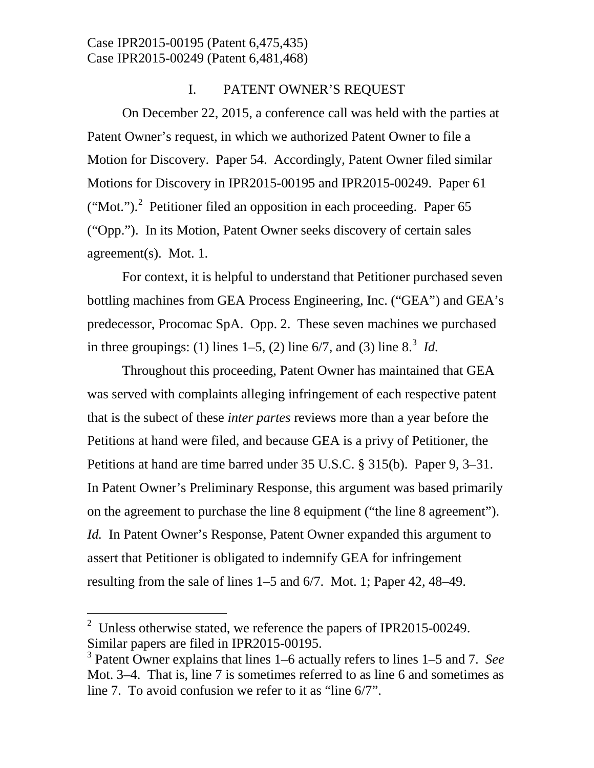Case IPR2015-00195 (Patent 6,475,435)
Case IPR2015-00249 (Patent 6,481,468)

## I. PATENT OWNER'S REQUEST

On December 22, 2015, a conference call was held with the parties at Patent Owner's request, in which we authorized Patent Owner to file a Motion for Discovery. Paper 54. Accordingly, Patent Owner filed similar Motions for Discovery in IPR2015-00195 and IPR2015-00249. Paper 61 ("Mot.").[2] Petitioner filed an opposition in each proceeding. Paper 65 ("Opp."). In its Motion, Patent Owner seeks discovery of certain sales agreement(s). Mot. 1.

For context, it is helpful to understand that Petitioner purchased seven bottling machines from GEA Process Engineering, Inc. ("GEA") and GEA's predecessor, Procomac SpA. Opp. 2. These seven machines we purchased in three groupings: (1) lines 1–5, (2) line 6/7, and (3) line 8.[3] *Id.*

Throughout this proceeding, Patent Owner has maintained that GEA was served with complaints alleging infringement of each respective patent that is the subect of these *inter partes* reviews more than a year before the Petitions at hand were filed, and because GEA is a privy of Petitioner, the Petitions at hand are time barred under 35 U.S.C. § 315(b). Paper 9, 3–31. In Patent Owner's Preliminary Response, this argument was based primarily on the agreement to purchase the line 8 equipment ("the line 8 agreement"). *Id.* In Patent Owner's Response, Patent Owner expanded this argument to assert that Petitioner is obligated to indemnify GEA for infringement resulting from the sale of lines 1–5 and 6/7. Mot. 1; Paper 42, 48–49.

[2] Unless otherwise stated, we reference the papers of IPR2015-00249. Similar papers are filed in IPR2015-00195.

[3] Patent Owner explains that lines 1–6 actually refers to lines 1–5 and 7. *See* Mot. 3–4. That is, line 7 is sometimes referred to as line 6 and sometimes as line 7. To avoid confusion we refer to it as "line 6/7".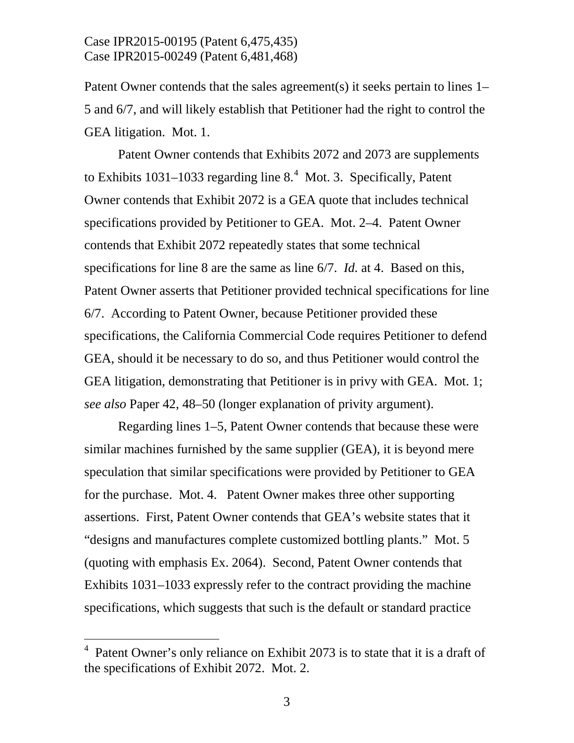Patent Owner contends that the sales agreement(s) it seeks pertain to lines 1–5 and 6/7, and will likely establish that Petitioner had the right to control the GEA litigation. Mot. 1.

Patent Owner contends that Exhibits 2072 and 2073 are supplements to Exhibits 1031–1033 regarding line 8.[4] Mot. 3. Specifically, Patent Owner contends that Exhibit 2072 is a GEA quote that includes technical specifications provided by Petitioner to GEA. Mot. 2–4. Patent Owner contends that Exhibit 2072 repeatedly states that some technical specifications for line 8 are the same as line 6/7. *Id.* at 4. Based on this, Patent Owner asserts that Petitioner provided technical specifications for line 6/7. According to Patent Owner, because Petitioner provided these specifications, the California Commercial Code requires Petitioner to defend GEA, should it be necessary to do so, and thus Petitioner would control the GEA litigation, demonstrating that Petitioner is in privy with GEA. Mot. 1; *see also* Paper 42, 48–50 (longer explanation of privity argument).

Regarding lines 1–5, Patent Owner contends that because these were similar machines furnished by the same supplier (GEA), it is beyond mere speculation that similar specifications were provided by Petitioner to GEA for the purchase. Mot. 4. Patent Owner makes three other supporting assertions. First, Patent Owner contends that GEA's website states that it "designs and manufactures complete customized bottling plants." Mot. 5 (quoting with emphasis Ex. 2064). Second, Patent Owner contends that Exhibits 1031–1033 expressly refer to the contract providing the machine specifications, which suggests that such is the default or standard practice

[4] Patent Owner's only reliance on Exhibit 2073 is to state that it is a draft of the specifications of Exhibit 2072. Mot. 2.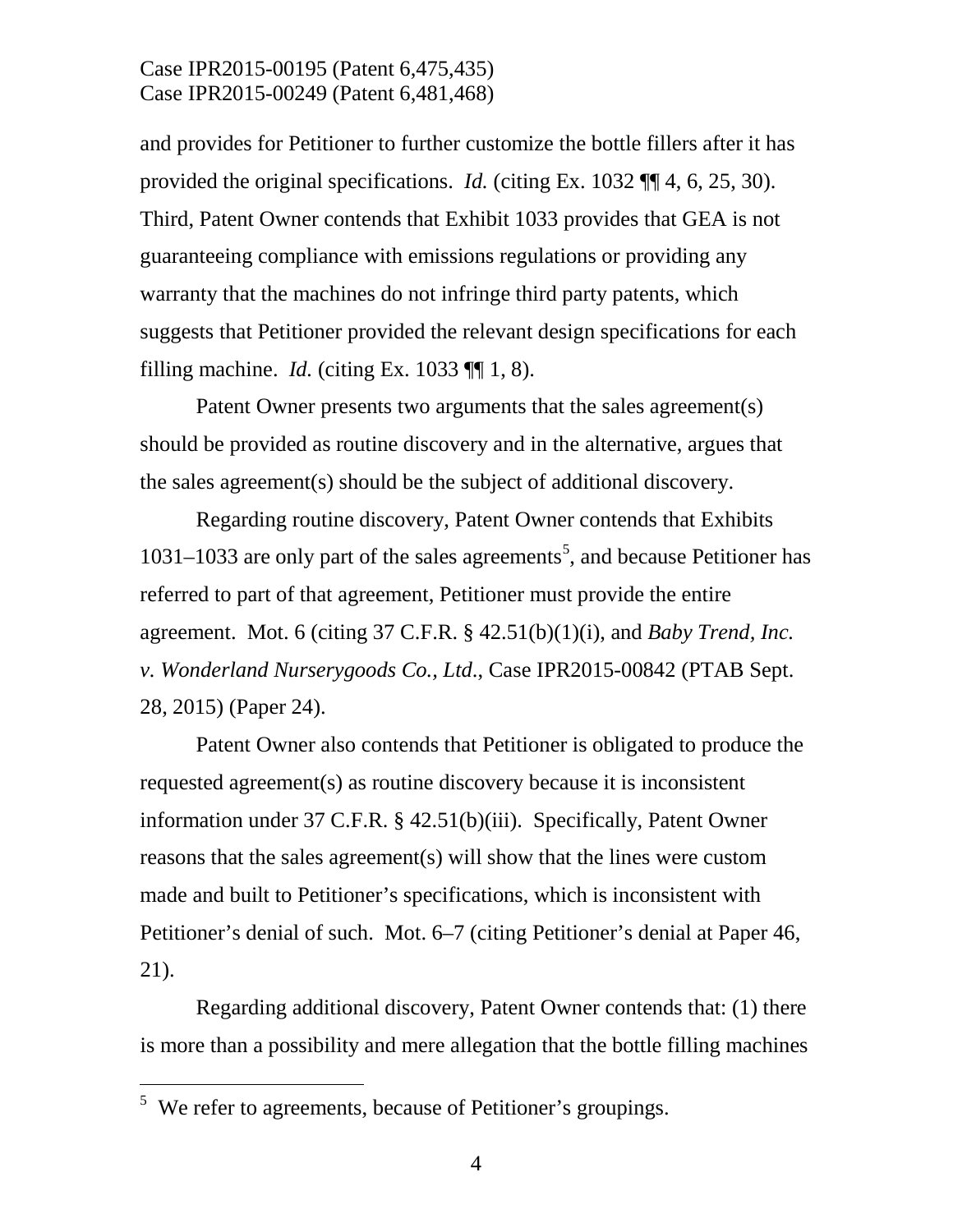and provides for Petitioner to further customize the bottle fillers after it has provided the original specifications. *Id.* (citing Ex. 1032 ¶¶ 4, 6, 25, 30). Third, Patent Owner contends that Exhibit 1033 provides that GEA is not guaranteeing compliance with emissions regulations or providing any warranty that the machines do not infringe third party patents, which suggests that Petitioner provided the relevant design specifications for each filling machine. *Id.* (citing Ex. 1033 ¶¶ 1, 8).

Patent Owner presents two arguments that the sales agreement(s) should be provided as routine discovery and in the alternative, argues that the sales agreement(s) should be the subject of additional discovery.

Regarding routine discovery, Patent Owner contends that Exhibits 1031–1033 are only part of the sales agreements[5], and because Petitioner has referred to part of that agreement, Petitioner must provide the entire agreement. Mot. 6 (citing 37 C.F.R. § 42.51(b)(1)(i), and *Baby Trend, Inc. v. Wonderland Nurserygoods Co., Ltd.*, Case IPR2015-00842 (PTAB Sept. 28, 2015) (Paper 24).

Patent Owner also contends that Petitioner is obligated to produce the requested agreement(s) as routine discovery because it is inconsistent information under 37 C.F.R. § 42.51(b)(iii). Specifically, Patent Owner reasons that the sales agreement(s) will show that the lines were custom made and built to Petitioner's specifications, which is inconsistent with Petitioner's denial of such. Mot. 6–7 (citing Petitioner's denial at Paper 46, 21).

Regarding additional discovery, Patent Owner contends that: (1) there is more than a possibility and mere allegation that the bottle filling machines

[5] We refer to agreements, because of Petitioner's groupings.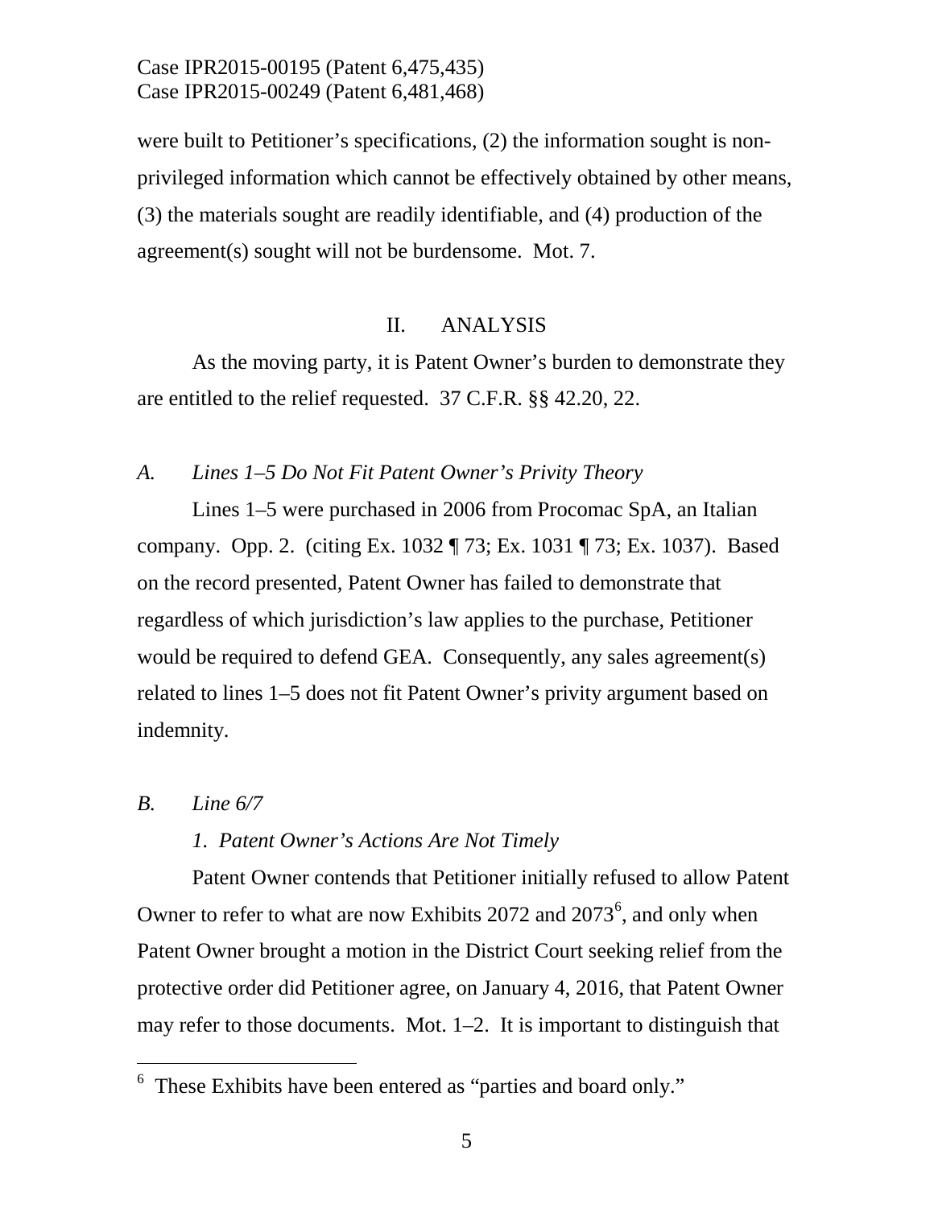were built to Petitioner's specifications, (2) the information sought is non-privileged information which cannot be effectively obtained by other means, (3) the materials sought are readily identifiable, and (4) production of the agreement(s) sought will not be burdensome. Mot. 7.

## II. ANALYSIS

As the moving party, it is Patent Owner's burden to demonstrate they are entitled to the relief requested. 37 C.F.R. §§ 42.20, 22.

### *A. Lines 1–5 Do Not Fit Patent Owner's Privity Theory*

Lines 1–5 were purchased in 2006 from Procomac SpA, an Italian company. Opp. 2. (citing Ex. 1032 ¶ 73; Ex. 1031 ¶ 73; Ex. 1037). Based on the record presented, Patent Owner has failed to demonstrate that regardless of which jurisdiction's law applies to the purchase, Petitioner would be required to defend GEA. Consequently, any sales agreement(s) related to lines 1–5 does not fit Patent Owner's privity argument based on indemnity.

### *B. Line 6/7*

#### *1. Patent Owner's Actions Are Not Timely*

Patent Owner contends that Petitioner initially refused to allow Patent Owner to refer to what are now Exhibits 2072 and 2073[6], and only when Patent Owner brought a motion in the District Court seeking relief from the protective order did Petitioner agree, on January 4, 2016, that Patent Owner may refer to those documents. Mot. 1–2. It is important to distinguish that

[6] These Exhibits have been entered as "parties and board only."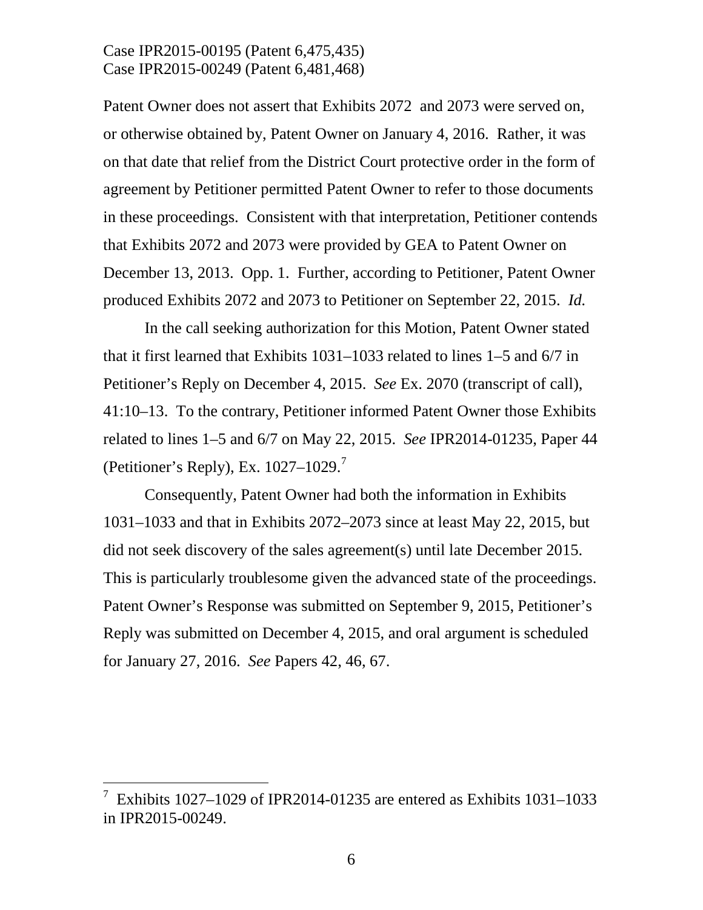Patent Owner does not assert that Exhibits 2072 and 2073 were served on, or otherwise obtained by, Patent Owner on January 4, 2016. Rather, it was on that date that relief from the District Court protective order in the form of agreement by Petitioner permitted Patent Owner to refer to those documents in these proceedings. Consistent with that interpretation, Petitioner contends that Exhibits 2072 and 2073 were provided by GEA to Patent Owner on December 13, 2013. Opp. 1. Further, according to Petitioner, Patent Owner produced Exhibits 2072 and 2073 to Petitioner on September 22, 2015. *Id.*

In the call seeking authorization for this Motion, Patent Owner stated that it first learned that Exhibits 1031–1033 related to lines 1–5 and 6/7 in Petitioner's Reply on December 4, 2015. *See* Ex. 2070 (transcript of call), 41:10–13. To the contrary, Petitioner informed Patent Owner those Exhibits related to lines 1–5 and 6/7 on May 22, 2015. *See* IPR2014-01235, Paper 44 (Petitioner's Reply), Ex. 1027–1029.[7]

Consequently, Patent Owner had both the information in Exhibits 1031–1033 and that in Exhibits 2072–2073 since at least May 22, 2015, but did not seek discovery of the sales agreement(s) until late December 2015. This is particularly troublesome given the advanced state of the proceedings. Patent Owner's Response was submitted on September 9, 2015, Petitioner's Reply was submitted on December 4, 2015, and oral argument is scheduled for January 27, 2016. *See* Papers 42, 46, 67.

---

[7] Exhibits 1027–1029 of IPR2014-01235 are entered as Exhibits 1031–1033 in IPR2015-00249.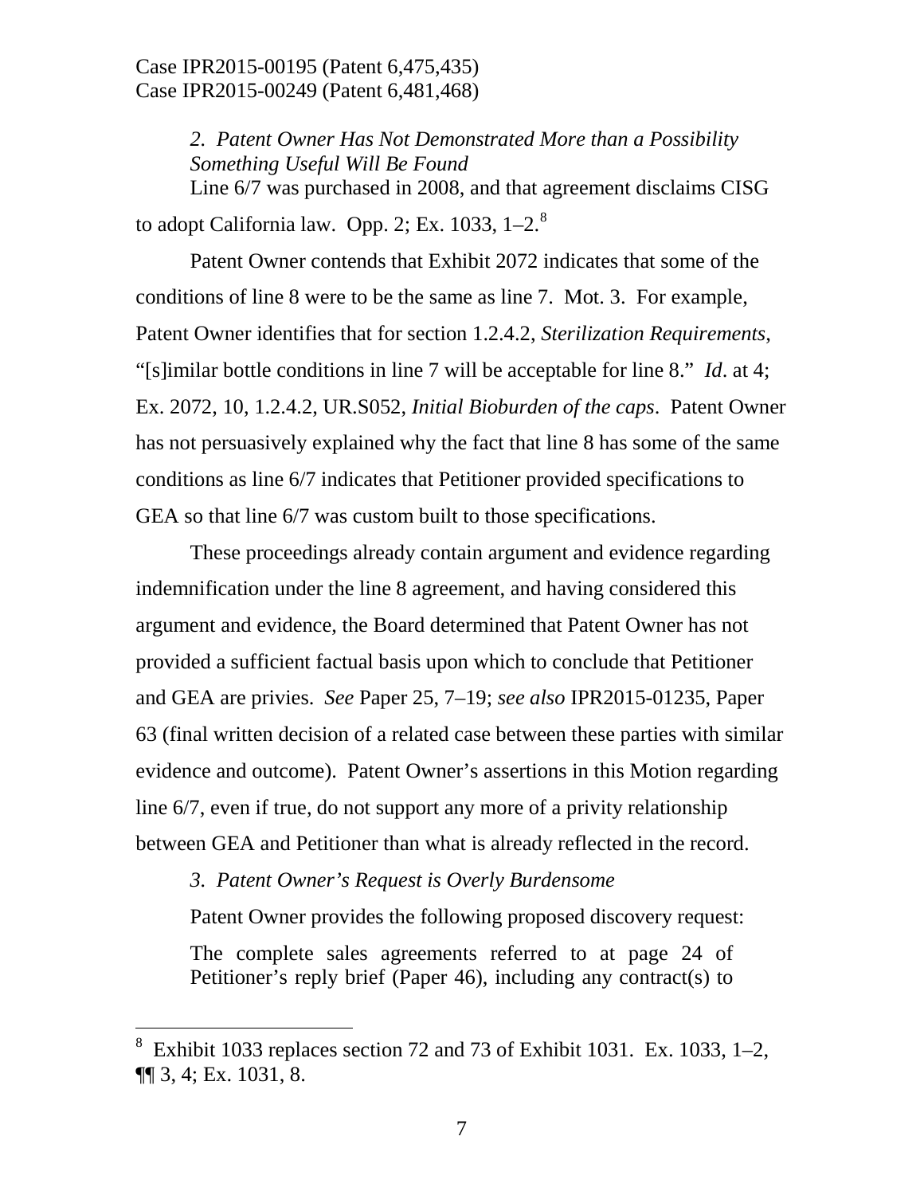*2. Patent Owner Has Not Demonstrated More than a Possibility Something Useful Will Be Found*

Line 6/7 was purchased in 2008, and that agreement disclaims CISG to adopt California law. Opp. 2; Ex. 1033, 1–2.[8]

Patent Owner contends that Exhibit 2072 indicates that some of the conditions of line 8 were to be the same as line 7. Mot. 3. For example, Patent Owner identifies that for section 1.2.4.2, *Sterilization Requirements*, "[s]imilar bottle conditions in line 7 will be acceptable for line 8." *Id*. at 4; Ex. 2072, 10, 1.2.4.2, UR.S052, *Initial Bioburden of the caps*. Patent Owner has not persuasively explained why the fact that line 8 has some of the same conditions as line 6/7 indicates that Petitioner provided specifications to GEA so that line 6/7 was custom built to those specifications.

These proceedings already contain argument and evidence regarding indemnification under the line 8 agreement, and having considered this argument and evidence, the Board determined that Patent Owner has not provided a sufficient factual basis upon which to conclude that Petitioner and GEA are privies. *See* Paper 25, 7–19; *see also* IPR2015-01235, Paper 63 (final written decision of a related case between these parties with similar evidence and outcome). Patent Owner's assertions in this Motion regarding line 6/7, even if true, do not support any more of a privity relationship between GEA and Petitioner than what is already reflected in the record.

*3. Patent Owner's Request is Overly Burdensome*

Patent Owner provides the following proposed discovery request:

> The complete sales agreements referred to at page 24 of Petitioner's reply brief (Paper 46), including any contract(s) to

---

[8] Exhibit 1033 replaces section 72 and 73 of Exhibit 1031. Ex. 1033, 1–2, ¶¶ 3, 4; Ex. 1031, 8.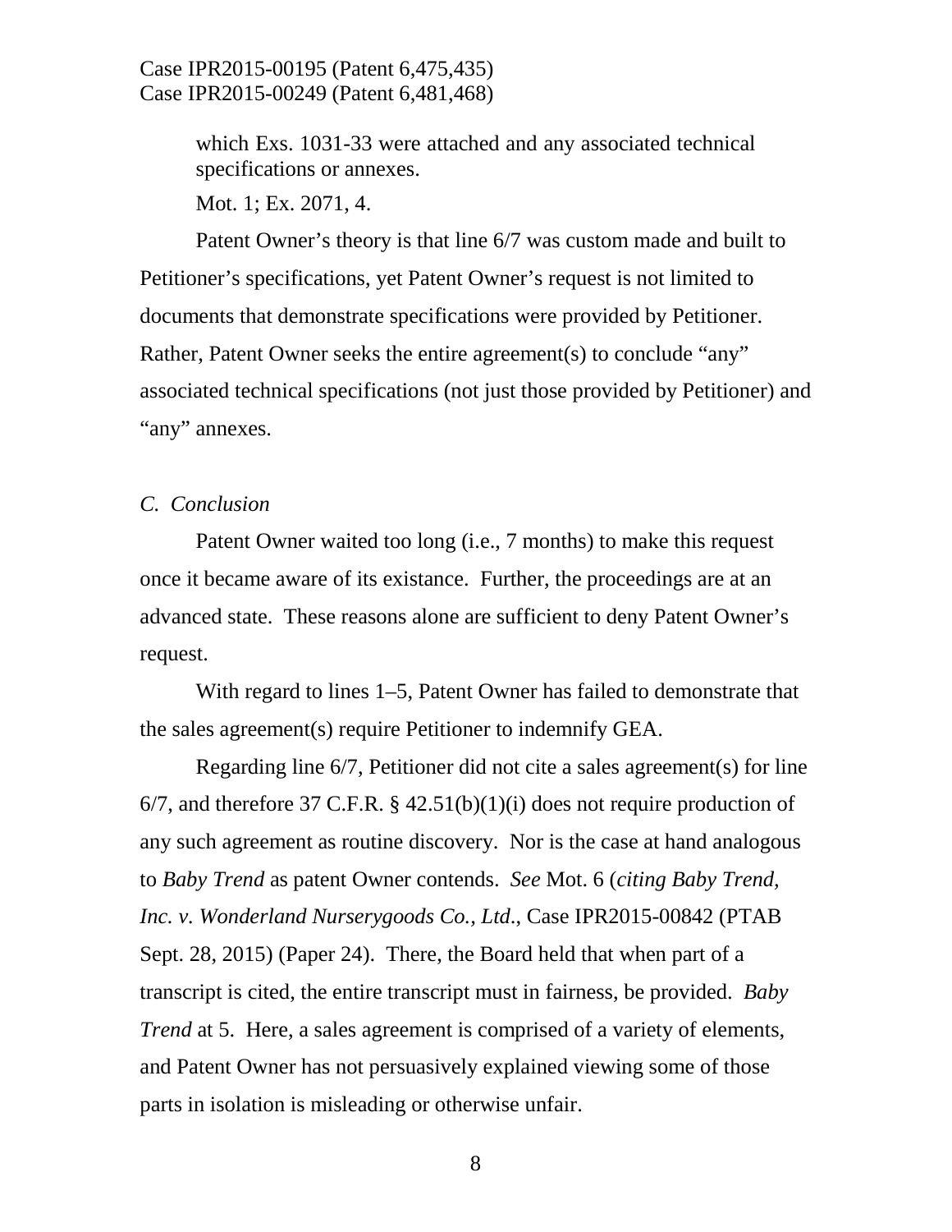which Exs. 1031-33 were attached and any associated technical specifications or annexes.

Mot. 1; Ex. 2071, 4.

Patent Owner's theory is that line 6/7 was custom made and built to Petitioner's specifications, yet Patent Owner's request is not limited to documents that demonstrate specifications were provided by Petitioner. Rather, Patent Owner seeks the entire agreement(s) to conclude "any" associated technical specifications (not just those provided by Petitioner) and "any" annexes.

*C. Conclusion*

Patent Owner waited too long (i.e., 7 months) to make this request once it became aware of its existance. Further, the proceedings are at an advanced state. These reasons alone are sufficient to deny Patent Owner's request.

With regard to lines 1–5, Patent Owner has failed to demonstrate that the sales agreement(s) require Petitioner to indemnify GEA.

Regarding line 6/7, Petitioner did not cite a sales agreement(s) for line 6/7, and therefore 37 C.F.R. § 42.51(b)(1)(i) does not require production of any such agreement as routine discovery. Nor is the case at hand analogous to *Baby Trend* as patent Owner contends. *See* Mot. 6 (*citing Baby Trend, Inc. v. Wonderland Nurserygoods Co., Ltd*., Case IPR2015-00842 (PTAB Sept. 28, 2015) (Paper 24). There, the Board held that when part of a transcript is cited, the entire transcript must in fairness, be provided. *Baby Trend* at 5. Here, a sales agreement is comprised of a variety of elements, and Patent Owner has not persuasively explained viewing some of those parts in isolation is misleading or otherwise unfair.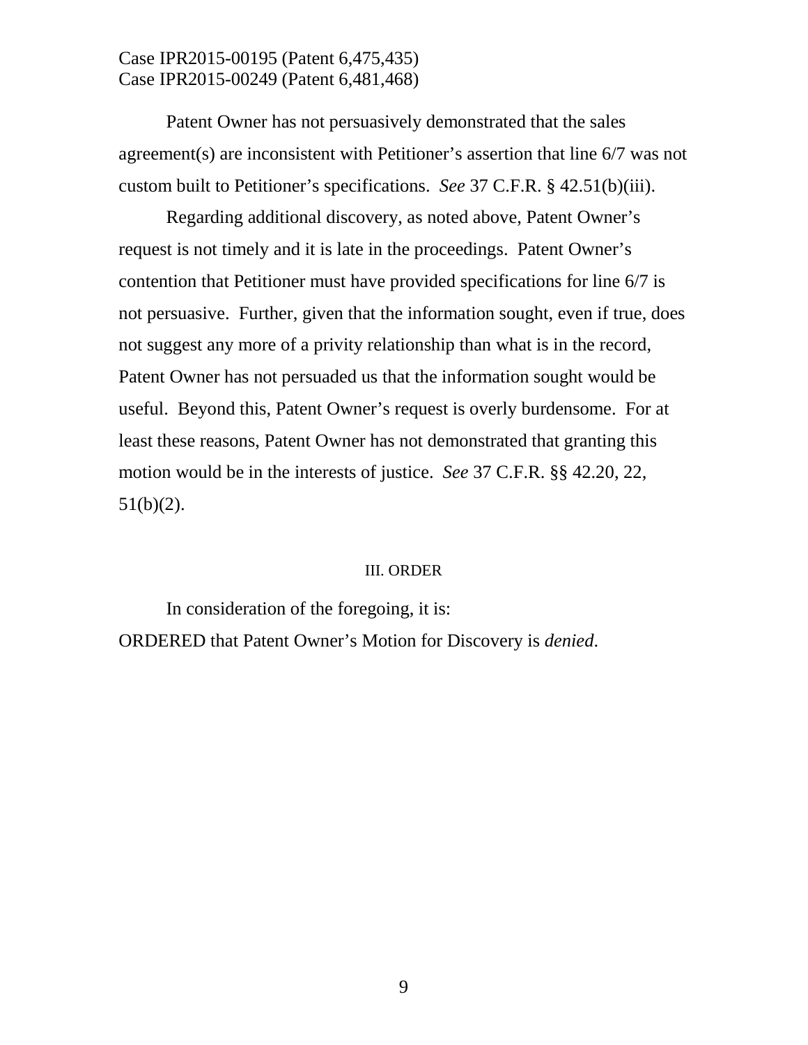Patent Owner has not persuasively demonstrated that the sales agreement(s) are inconsistent with Petitioner's assertion that line 6/7 was not custom built to Petitioner's specifications. *See* 37 C.F.R. § 42.51(b)(iii).

Regarding additional discovery, as noted above, Patent Owner's request is not timely and it is late in the proceedings. Patent Owner's contention that Petitioner must have provided specifications for line 6/7 is not persuasive. Further, given that the information sought, even if true, does not suggest any more of a privity relationship than what is in the record, Patent Owner has not persuaded us that the information sought would be useful. Beyond this, Patent Owner's request is overly burdensome. For at least these reasons, Patent Owner has not demonstrated that granting this motion would be in the interests of justice. *See* 37 C.F.R. §§ 42.20, 22, 51(b)(2).

## III. ORDER

In consideration of the foregoing, it is:

ORDERED that Patent Owner's Motion for Discovery is *denied*.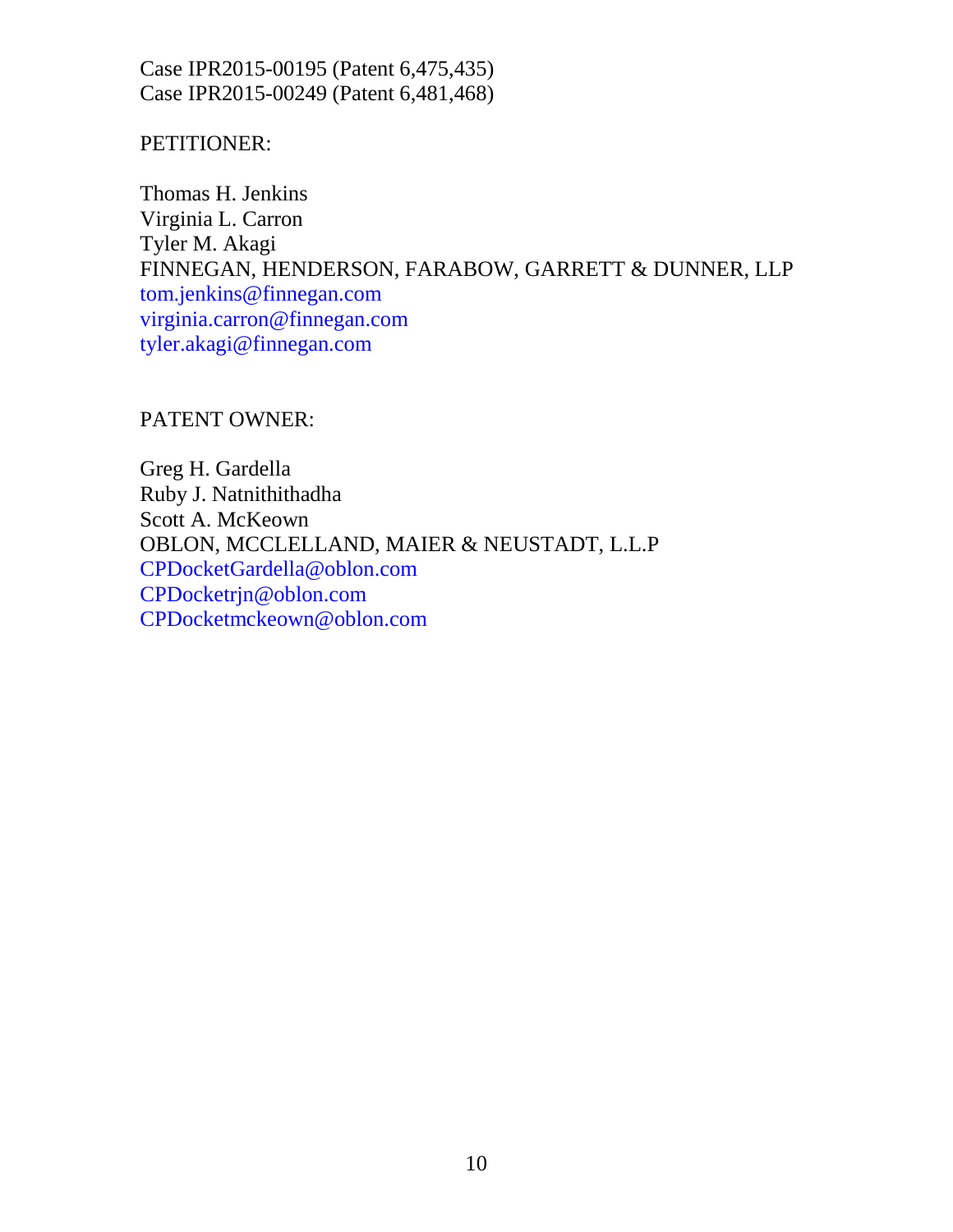Case IPR2015-00195 (Patent 6,475,435)
Case IPR2015-00249 (Patent 6,481,468)

PETITIONER:

Thomas H. Jenkins
Virginia L. Carron
Tyler M. Akagi
FINNEGAN, HENDERSON, FARABOW, GARRETT & DUNNER, LLP
tom.jenkins@finnegan.com
virginia.carron@finnegan.com
tyler.akagi@finnegan.com

PATENT OWNER:

Greg H. Gardella
Ruby J. Natnithithadha
Scott A. McKeown
OBLON, MCCLELLAND, MAIER & NEUSTADT, L.L.P
CPDocketGardella@oblon.com
CPDocketrjn@oblon.com
CPDocketmckeown@oblon.com